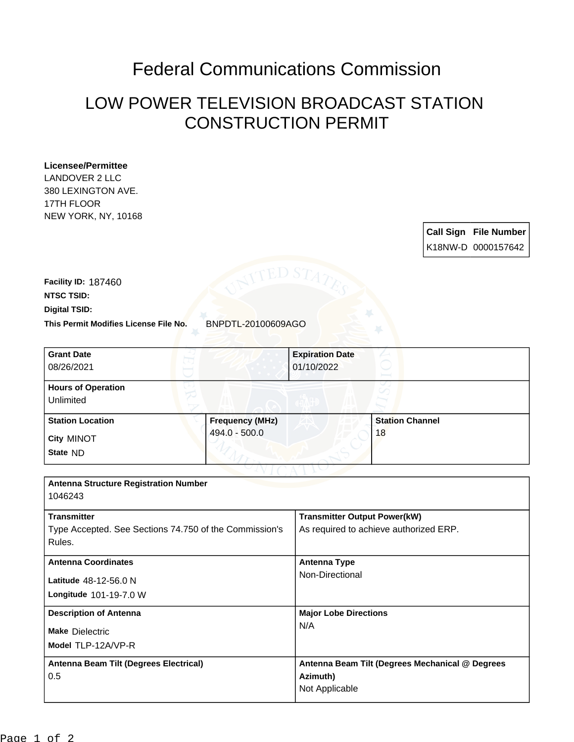# Federal Communications Commission

## LOW POWER TELEVISION BROADCAST STATION CONSTRUCTION PERMIT

**Licensee/Permittee**
LANDOVER 2 LLC
380 LEXINGTON AVE.
17TH FLOOR
NEW YORK, NY, 10168

| Call Sign | File Number |
|---|---|
| K18NW-D | 0000157642 |

**Facility ID:** 187460
**NTSC TSID:**
**Digital TSID:**
**This Permit Modifies License File No.** BNPDTL-20100609AGO

| **Grant Date** | **Expiration Date** |
|---|---|
| 08/26/2021 | 01/10/2022 |

| **Hours of Operation** |
|---|
| Unlimited |

| **Station Location** | **Frequency (MHz)** | **Station Channel** |
|---|---|---|
| City MINOT<br>State ND | 494.0 - 500.0 | 18 |

| **Antenna Structure Registration Number** | |
|---|---|
| 1046243 | |
| **Transmitter** | **Transmitter Output Power(kW)** |
| Type Accepted. See Sections 74.750 of the Commission's Rules. | As required to achieve authorized ERP. |
| **Antenna Coordinates** | **Antenna Type** |
| Latitude 48-12-56.0 N<br>Longitude 101-19-7.0 W | Non-Directional |
| **Description of Antenna** | **Major Lobe Directions** |
| Make Dielectric<br>Model TLP-12A/VP-R | N/A |
| **Antenna Beam Tilt (Degrees Electrical)** | **Antenna Beam Tilt (Degrees Mechanical @ Degrees Azimuth)** |
| 0.5 | Not Applicable |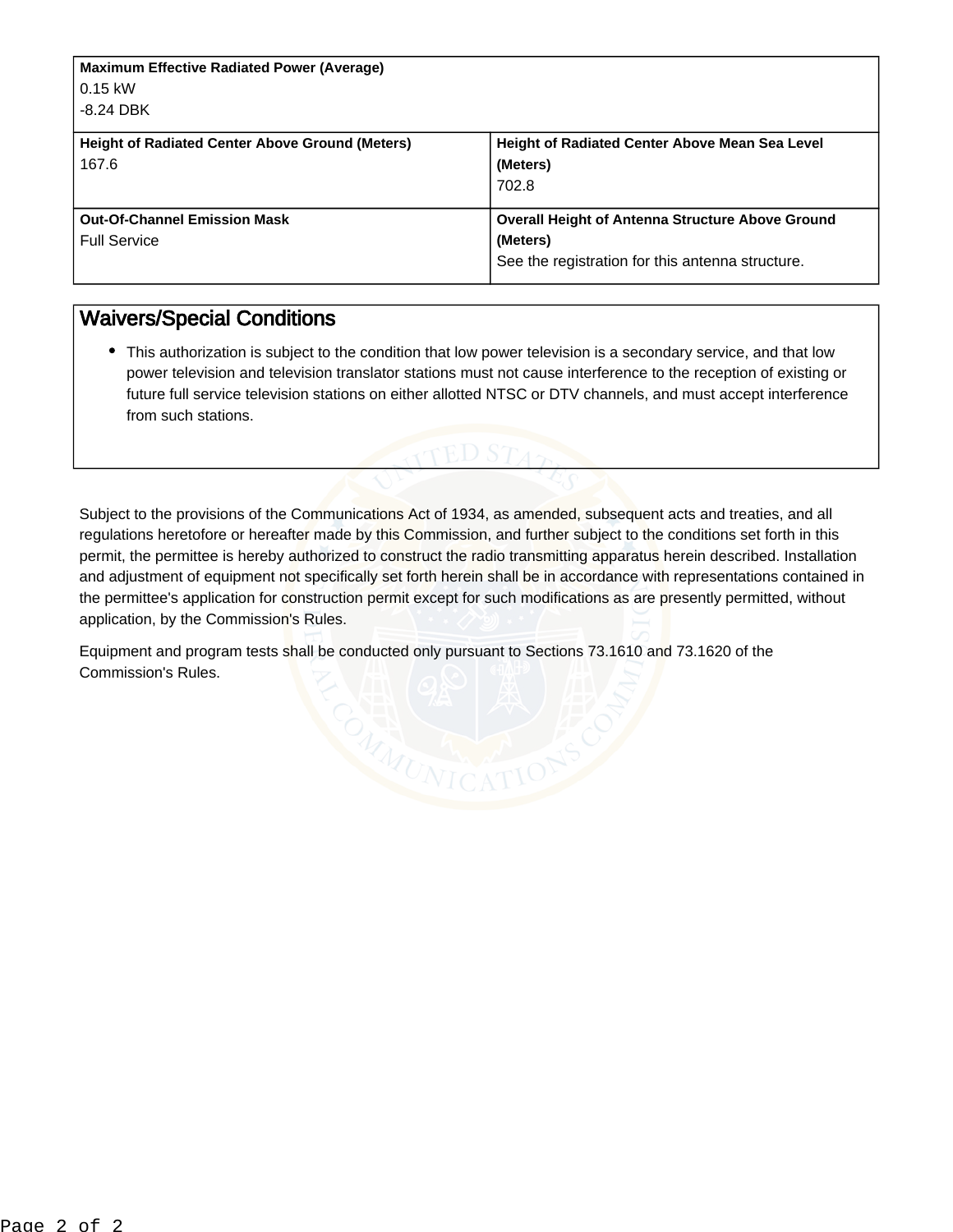| | |
|---|---|
| **Maximum Effective Radiated Power (Average)**<br>0.15 kW<br>-8.24 DBK | |
| **Height of Radiated Center Above Ground (Meters)**<br>167.6 | **Height of Radiated Center Above Mean Sea Level (Meters)**<br>702.8 |
| **Out-Of-Channel Emission Mask**<br>Full Service | **Overall Height of Antenna Structure Above Ground (Meters)**<br>See the registration for this antenna structure. |

## Waivers/Special Conditions

- This authorization is subject to the condition that low power television is a secondary service, and that low power television and television translator stations must not cause interference to the reception of existing or future full service television stations on either allotted NTSC or DTV channels, and must accept interference from such stations.

Subject to the provisions of the Communications Act of 1934, as amended, subsequent acts and treaties, and all regulations heretofore or hereafter made by this Commission, and further subject to the conditions set forth in this permit, the permittee is hereby authorized to construct the radio transmitting apparatus herein described. Installation and adjustment of equipment not specifically set forth herein shall be in accordance with representations contained in the permittee's application for construction permit except for such modifications as are presently permitted, without application, by the Commission's Rules.

Equipment and program tests shall be conducted only pursuant to Sections 73.1610 and 73.1620 of the Commission's Rules.